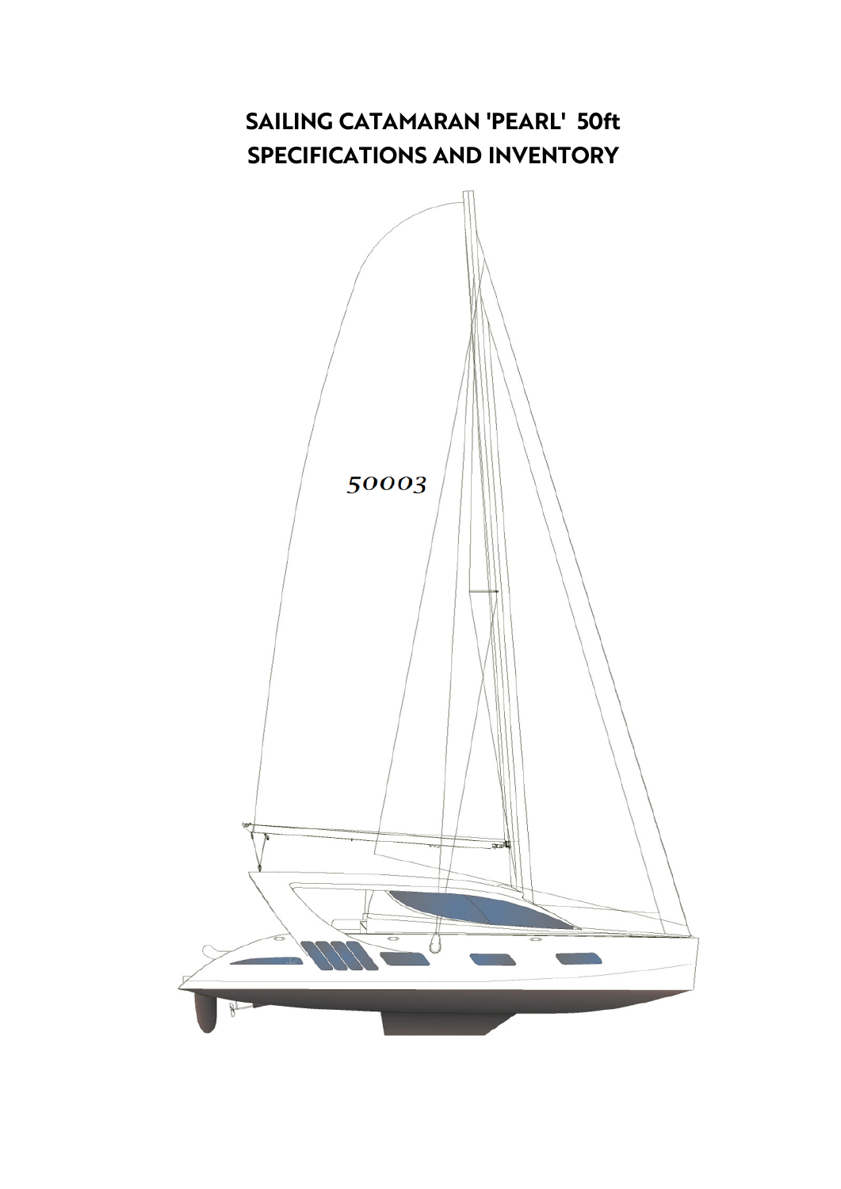# SAILING CATAMARAN 'PEARL' 50ft
# SPECIFICATIONS AND INVENTORY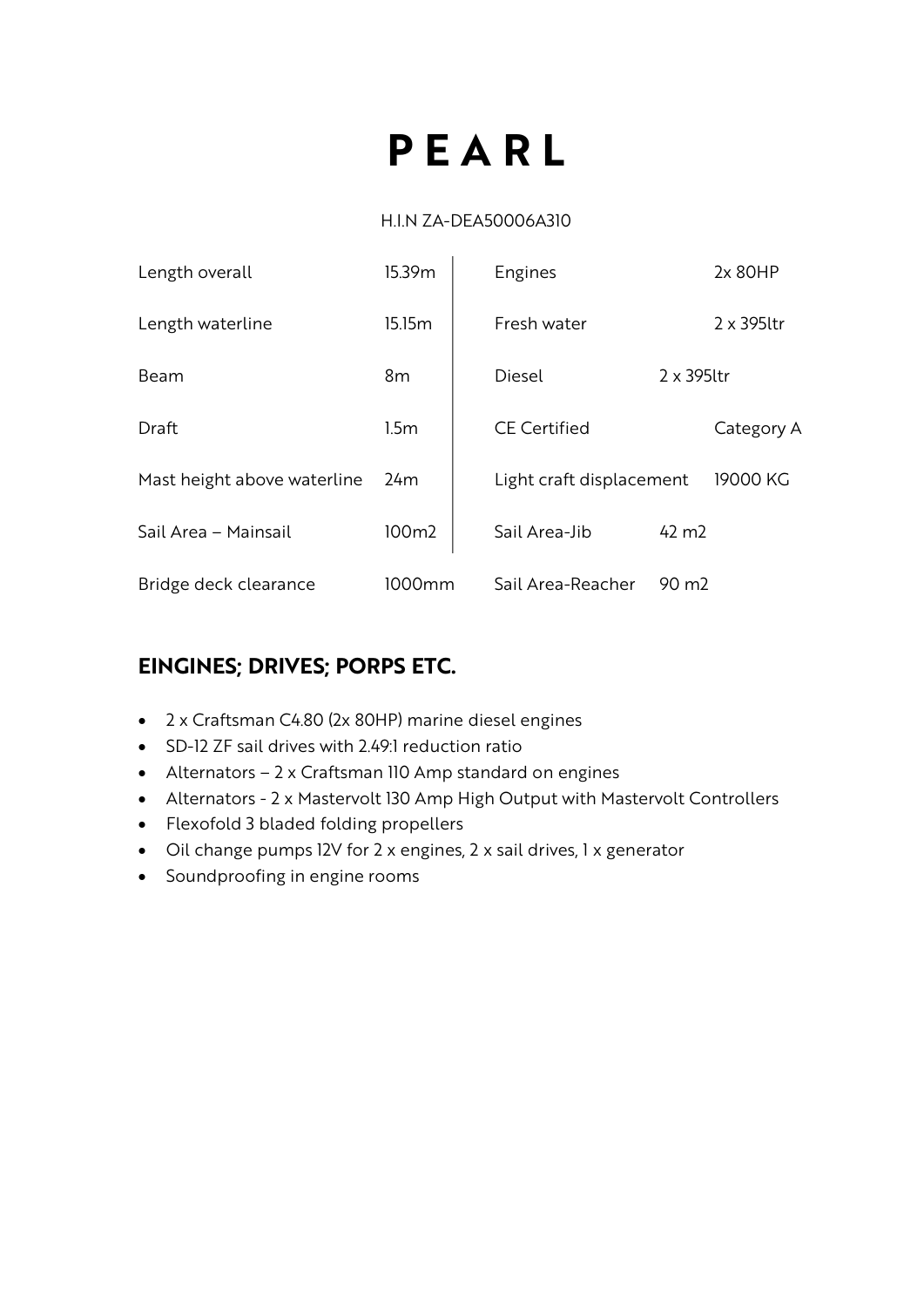# PEARL

H.I.N ZA-DEA50006A310

| | | | |
|---|---|---|---|
| Length overall | 15.39m | Engines | 2x 80HP |
| Length waterline | 15.15m | Fresh water | 2 x 395ltr |
| Beam | 8m | Diesel | 2 x 395ltr |
| Draft | 1.5m | CE Certified | Category A |
| Mast height above waterline | 24m | Light craft displacement | 19000 KG |
| Sail Area – Mainsail | 100m2 | Sail Area-Jib | 42 m2 |
| Bridge deck clearance | 1000mm | Sail Area-Reacher | 90 m2 |

## EINGINES; DRIVES; PORPS ETC.

- 2 x Craftsman C4.80 (2x 80HP) marine diesel engines
- SD-12 ZF sail drives with 2.49:1 reduction ratio
- Alternators – 2 x Craftsman 110 Amp standard on engines
- Alternators - 2 x Mastervolt 130 Amp High Output with Mastervolt Controllers
- Flexofold 3 bladed folding propellers
- Oil change pumps 12V for 2 x engines, 2 x sail drives, 1 x generator
- Soundproofing in engine rooms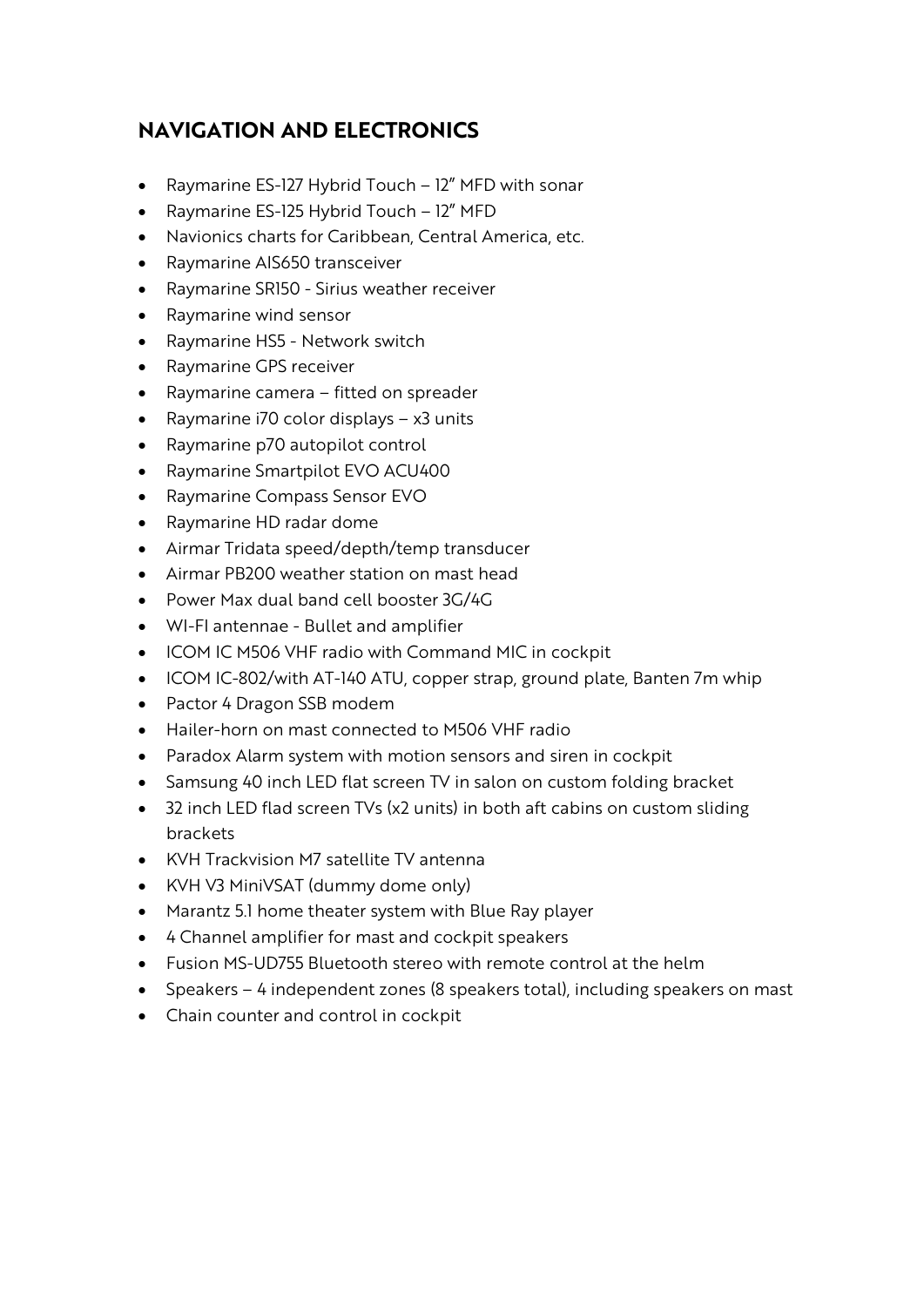## NAVIGATION AND ELECTRONICS

- Raymarine ES-127 Hybrid Touch – 12" MFD with sonar
- Raymarine ES-125 Hybrid Touch – 12" MFD
- Navionics charts for Caribbean, Central America, etc.
- Raymarine AIS650 transceiver
- Raymarine SR150 - Sirius weather receiver
- Raymarine wind sensor
- Raymarine HS5 - Network switch
- Raymarine GPS receiver
- Raymarine camera – fitted on spreader
- Raymarine i70 color displays – x3 units
- Raymarine p70 autopilot control
- Raymarine Smartpilot EVO ACU400
- Raymarine Compass Sensor EVO
- Raymarine HD radar dome
- Airmar Tridata speed/depth/temp transducer
- Airmar PB200 weather station on mast head
- Power Max dual band cell booster 3G/4G
- WI-FI antennae - Bullet and amplifier
- ICOM IC M506 VHF radio with Command MIC in cockpit
- ICOM IC-802/with AT-140 ATU, copper strap, ground plate, Banten 7m whip
- Pactor 4 Dragon SSB modem
- Hailer-horn on mast connected to M506 VHF radio
- Paradox Alarm system with motion sensors and siren in cockpit
- Samsung 40 inch LED flat screen TV in salon on custom folding bracket
- 32 inch LED flad screen TVs (x2 units) in both aft cabins on custom sliding brackets
- KVH Trackvision M7 satellite TV antenna
- KVH V3 MiniVSAT (dummy dome only)
- Marantz 5.1 home theater system with Blue Ray player
- 4 Channel amplifier for mast and cockpit speakers
- Fusion MS-UD755 Bluetooth stereo with remote control at the helm
- Speakers – 4 independent zones (8 speakers total), including speakers on mast
- Chain counter and control in cockpit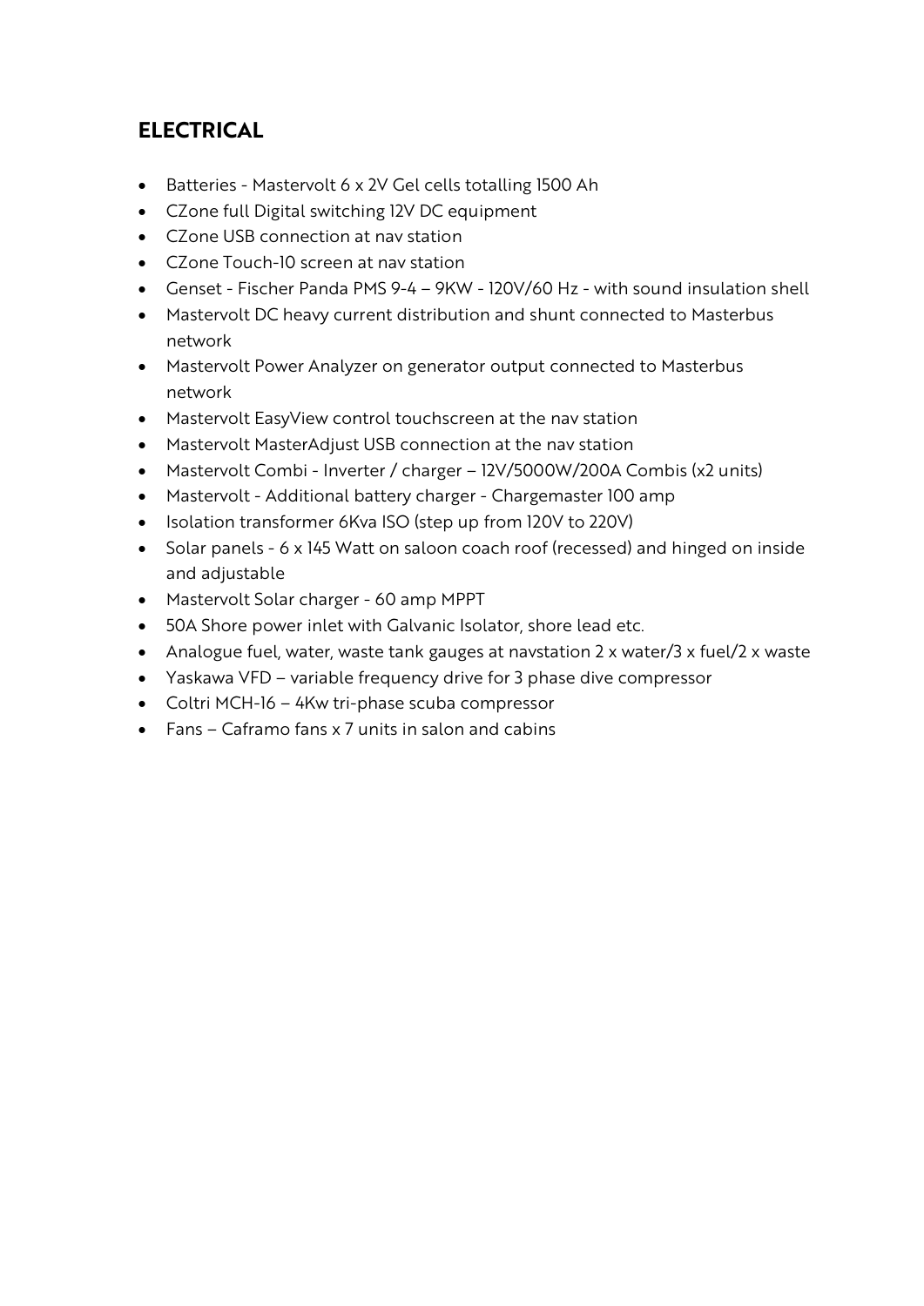## ELECTRICAL

- Batteries - Mastervolt 6 x 2V Gel cells totalling 1500 Ah
- CZone full Digital switching 12V DC equipment
- CZone USB connection at nav station
- CZone Touch-10 screen at nav station
- Genset - Fischer Panda PMS 9-4 – 9KW - 120V/60 Hz - with sound insulation shell
- Mastervolt DC heavy current distribution and shunt connected to Masterbus network
- Mastervolt Power Analyzer on generator output connected to Masterbus network
- Mastervolt EasyView control touchscreen at the nav station
- Mastervolt MasterAdjust USB connection at the nav station
- Mastervolt Combi - Inverter / charger – 12V/5000W/200A Combis (x2 units)
- Mastervolt - Additional battery charger - Chargemaster 100 amp
- Isolation transformer 6Kva ISO (step up from 120V to 220V)
- Solar panels - 6 x 145 Watt on saloon coach roof (recessed) and hinged on inside and adjustable
- Mastervolt Solar charger - 60 amp MPPT
- 50A Shore power inlet with Galvanic Isolator, shore lead etc.
- Analogue fuel, water, waste tank gauges at navstation 2 x water/3 x fuel/2 x waste
- Yaskawa VFD – variable frequency drive for 3 phase dive compressor
- Coltri MCH-16 – 4Kw tri-phase scuba compressor
- Fans – Caframo fans x 7 units in salon and cabins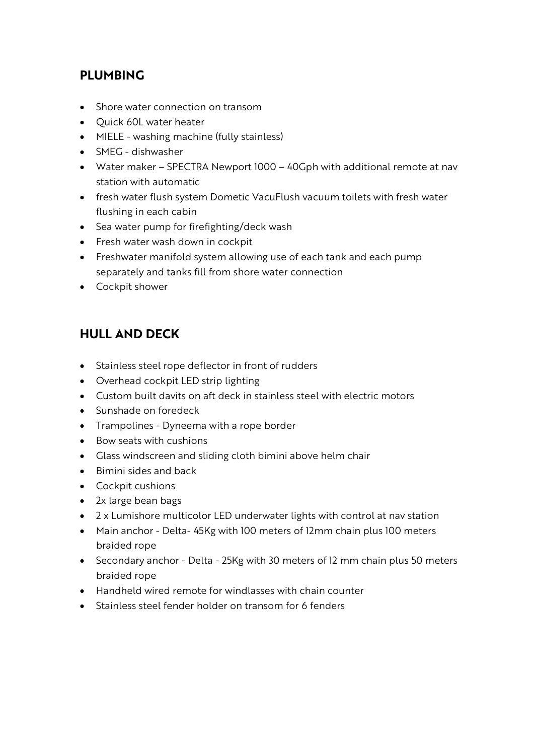## PLUMBING

- Shore water connection on transom
- Quick 60L water heater
- MIELE - washing machine (fully stainless)
- SMEG - dishwasher
- Water maker – SPECTRA Newport 1000 – 40Gph with additional remote at nav station with automatic
- fresh water flush system Dometic VacuFlush vacuum toilets with fresh water flushing in each cabin
- Sea water pump for firefighting/deck wash
- Fresh water wash down in cockpit
- Freshwater manifold system allowing use of each tank and each pump separately and tanks fill from shore water connection
- Cockpit shower

## HULL AND DECK

- Stainless steel rope deflector in front of rudders
- Overhead cockpit LED strip lighting
- Custom built davits on aft deck in stainless steel with electric motors
- Sunshade on foredeck
- Trampolines - Dyneema with a rope border
- Bow seats with cushions
- Glass windscreen and sliding cloth bimini above helm chair
- Bimini sides and back
- Cockpit cushions
- 2x large bean bags
- 2 x Lumishore multicolor LED underwater lights with control at nav station
- Main anchor - Delta- 45Kg with 100 meters of 12mm chain plus 100 meters braided rope
- Secondary anchor - Delta - 25Kg with 30 meters of 12 mm chain plus 50 meters braided rope
- Handheld wired remote for windlasses with chain counter
- Stainless steel fender holder on transom for 6 fenders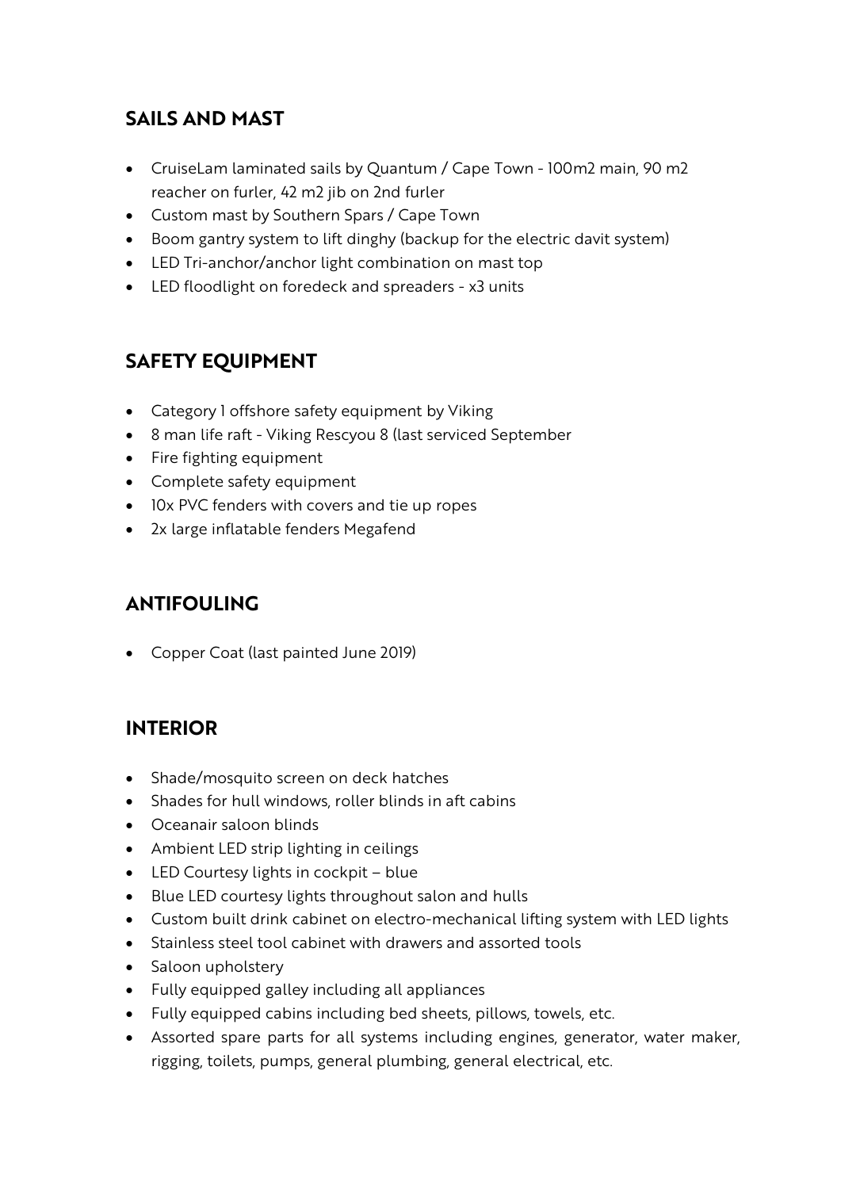## SAILS AND MAST

- CruiseLam laminated sails by Quantum / Cape Town - 100m2 main, 90 m2 reacher on furler, 42 m2 jib on 2nd furler
- Custom mast by Southern Spars / Cape Town
- Boom gantry system to lift dinghy (backup for the electric davit system)
- LED Tri-anchor/anchor light combination on mast top
- LED floodlight on foredeck and spreaders - x3 units

## SAFETY EQUIPMENT

- Category 1 offshore safety equipment by Viking
- 8 man life raft - Viking Rescyou 8 (last serviced September
- Fire fighting equipment
- Complete safety equipment
- 10x PVC fenders with covers and tie up ropes
- 2x large inflatable fenders Megafend

## ANTIFOULING

- Copper Coat (last painted June 2019)

## INTERIOR

- Shade/mosquito screen on deck hatches
- Shades for hull windows, roller blinds in aft cabins
- Oceanair saloon blinds
- Ambient LED strip lighting in ceilings
- LED Courtesy lights in cockpit – blue
- Blue LED courtesy lights throughout salon and hulls
- Custom built drink cabinet on electro-mechanical lifting system with LED lights
- Stainless steel tool cabinet with drawers and assorted tools
- Saloon upholstery
- Fully equipped galley including all appliances
- Fully equipped cabins including bed sheets, pillows, towels, etc.
- Assorted spare parts for all systems including engines, generator, water maker, rigging, toilets, pumps, general plumbing, general electrical, etc.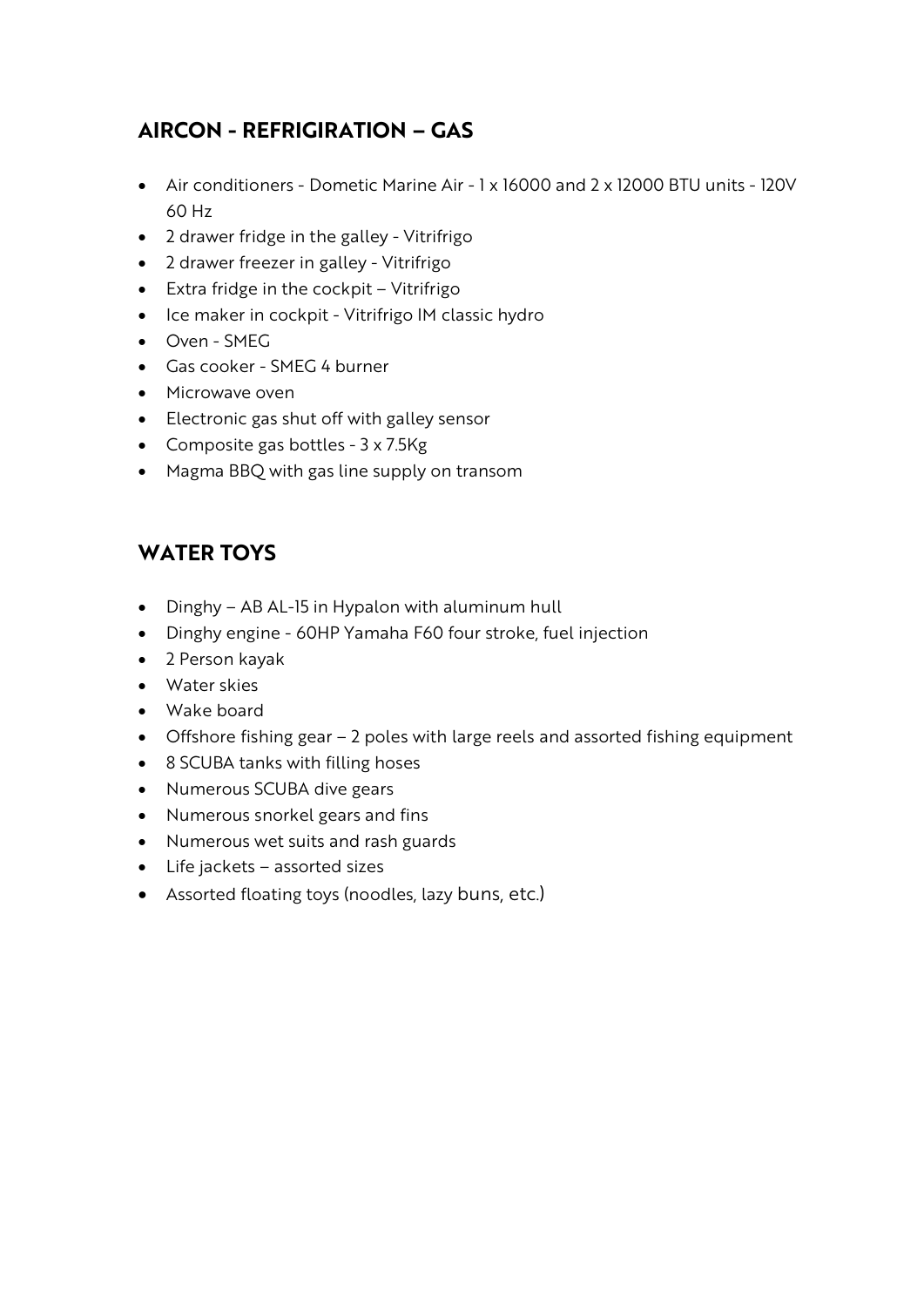## AIRCON - REFRIGIRATION – GAS

- Air conditioners - Dometic Marine Air - 1 x 16000 and 2 x 12000 BTU units - 120V 60 Hz
- 2 drawer fridge in the galley - Vitrifrigo
- 2 drawer freezer in galley - Vitrifrigo
- Extra fridge in the cockpit – Vitrifrigo
- Ice maker in cockpit - Vitrifrigo IM classic hydro
- Oven - SMEG
- Gas cooker - SMEG 4 burner
- Microwave oven
- Electronic gas shut off with galley sensor
- Composite gas bottles - 3 x 7.5Kg
- Magma BBQ with gas line supply on transom

## WATER TOYS

- Dinghy – AB AL-15 in Hypalon with aluminum hull
- Dinghy engine - 60HP Yamaha F60 four stroke, fuel injection
- 2 Person kayak
- Water skies
- Wake board
- Offshore fishing gear – 2 poles with large reels and assorted fishing equipment
- 8 SCUBA tanks with filling hoses
- Numerous SCUBA dive gears
- Numerous snorkel gears and fins
- Numerous wet suits and rash guards
- Life jackets – assorted sizes
- Assorted floating toys (noodles, lazy buns, etc.)